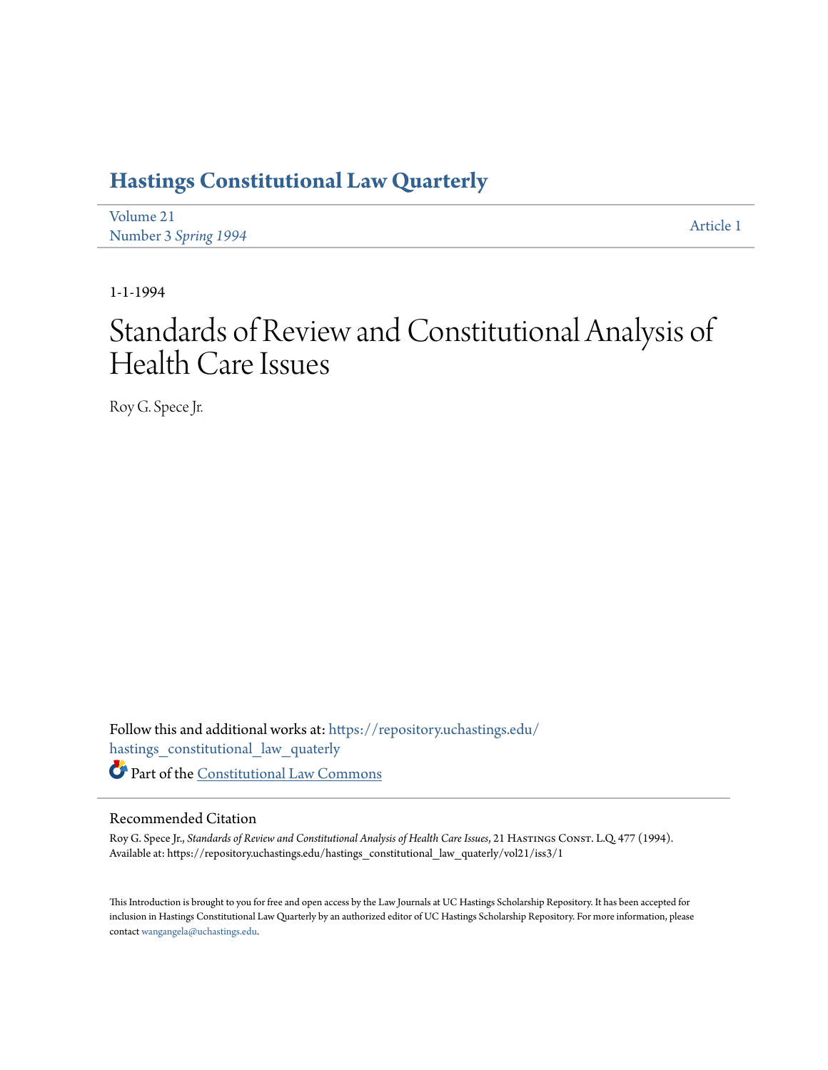# Hastings Constitutional Law Quarterly

Volume 21
Number 3 *Spring 1994*

Article 1

1-1-1994

# Standards of Review and Constitutional Analysis of Health Care Issues

Roy G. Spece Jr.

Follow this and additional works at: https://repository.uchastings.edu/hastings_constitutional_law_quaterly

Part of the Constitutional Law Commons

## Recommended Citation

Roy G. Spece Jr., *Standards of Review and Constitutional Analysis of Health Care Issues*, 21 Hastings Const. L.Q. 477 (1994).
Available at: https://repository.uchastings.edu/hastings_constitutional_law_quaterly/vol21/iss3/1

This Introduction is brought to you for free and open access by the Law Journals at UC Hastings Scholarship Repository. It has been accepted for inclusion in Hastings Constitutional Law Quarterly by an authorized editor of UC Hastings Scholarship Repository. For more information, please contact wangangela@uchastings.edu.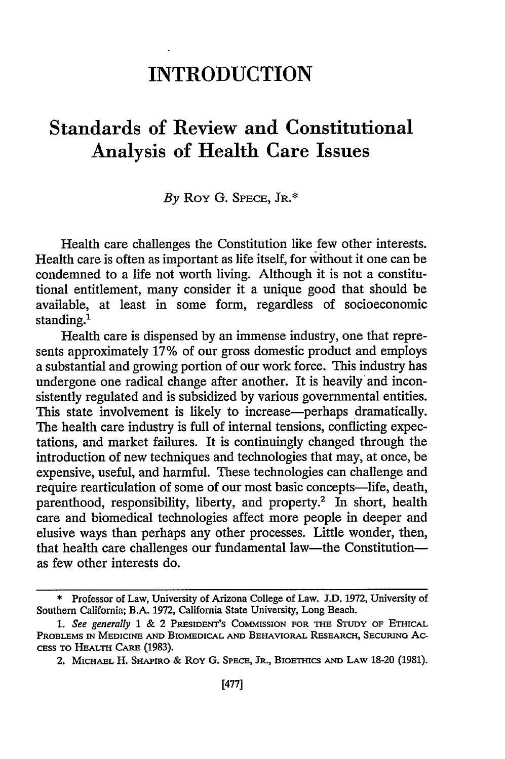# INTRODUCTION

## Standards of Review and Constitutional Analysis of Health Care Issues

*By* ROY G. SPECE, JR.*

Health care challenges the Constitution like few other interests. Health care is often as important as life itself, for without it one can be condemned to a life not worth living. Although it is not a constitutional entitlement, many consider it a unique good that should be available, at least in some form, regardless of socioeconomic standing.[1]

Health care is dispensed by an immense industry, one that represents approximately 17% of our gross domestic product and employs a substantial and growing portion of our work force. This industry has undergone one radical change after another. It is heavily and inconsistently regulated and is subsidized by various governmental entities. This state involvement is likely to increase—perhaps dramatically. The health care industry is full of internal tensions, conflicting expectations, and market failures. It is continuingly changed through the introduction of new techniques and technologies that may, at once, be expensive, useful, and harmful. These technologies can challenge and require rearticulation of some of our most basic concepts—life, death, parenthood, responsibility, liberty, and property.[2] In short, health care and biomedical technologies affect more people in deeper and elusive ways than perhaps any other processes. Little wonder, then, that health care challenges our fundamental law—the Constitution—as few other interests do.

---

\* Professor of Law, University of Arizona College of Law. J.D. 1972, University of Southern California; B.A. 1972, California State University, Long Beach.

1. *See generally* 1 & 2 PRESIDENT'S COMMISSION FOR THE STUDY OF ETHICAL PROBLEMS IN MEDICINE AND BIOMEDICAL AND BEHAVIORAL RESEARCH, SECURING ACCESS TO HEALTH CARE (1983).

2. MICHAEL H. SHAPIRO & ROY G. SPECE, JR., BIOETHICS AND LAW 18-20 (1981).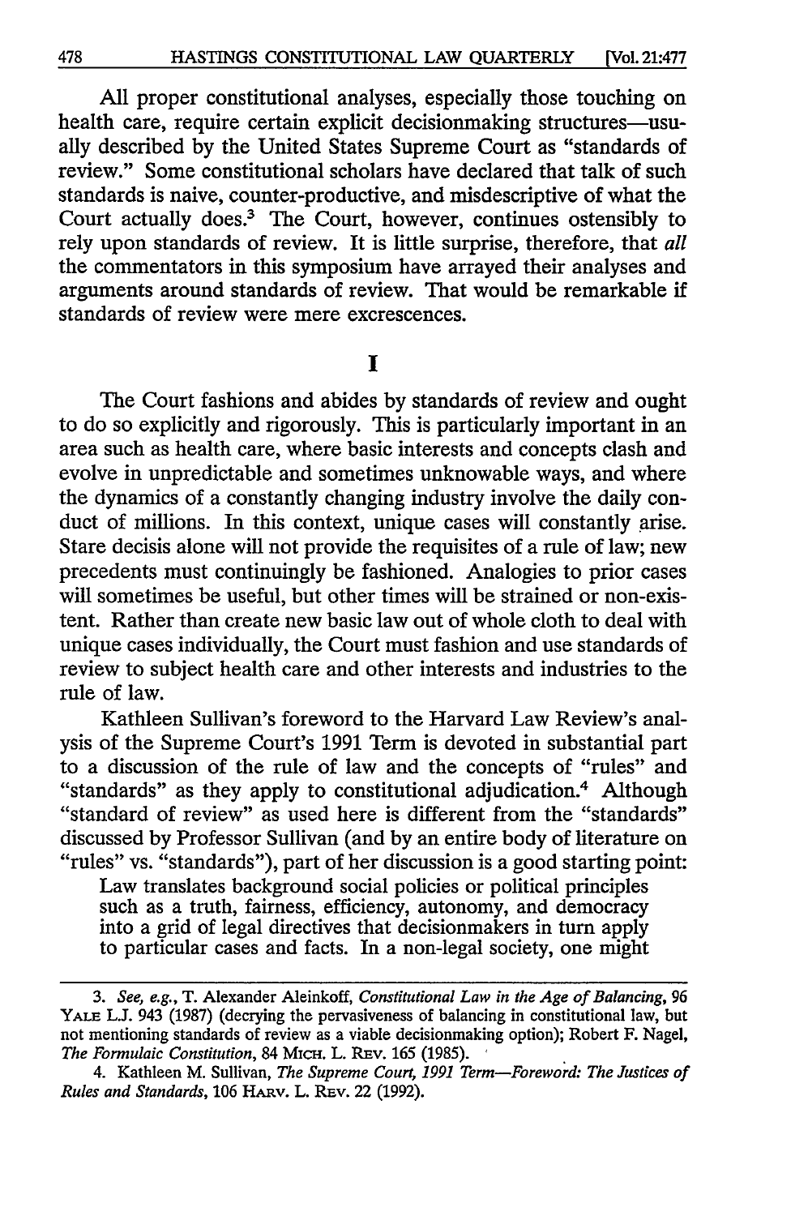All proper constitutional analyses, especially those touching on health care, require certain explicit decisionmaking structures—usually described by the United States Supreme Court as "standards of review." Some constitutional scholars have declared that talk of such standards is naive, counter-productive, and misdescriptive of what the Court actually does.[3] The Court, however, continues ostensibly to rely upon standards of review. It is little surprise, therefore, that *all* the commentators in this symposium have arrayed their analyses and arguments around standards of review. That would be remarkable if standards of review were mere excrescences.

# I

The Court fashions and abides by standards of review and ought to do so explicitly and rigorously. This is particularly important in an area such as health care, where basic interests and concepts clash and evolve in unpredictable and sometimes unknowable ways, and where the dynamics of a constantly changing industry involve the daily conduct of millions. In this context, unique cases will constantly arise. Stare decisis alone will not provide the requisites of a rule of law; new precedents must continuingly be fashioned. Analogies to prior cases will sometimes be useful, but other times will be strained or non-existent. Rather than create new basic law out of whole cloth to deal with unique cases individually, the Court must fashion and use standards of review to subject health care and other interests and industries to the rule of law.

Kathleen Sullivan's foreword to the Harvard Law Review's analysis of the Supreme Court's 1991 Term is devoted in substantial part to a discussion of the rule of law and the concepts of "rules" and "standards" as they apply to constitutional adjudication.[4] Although "standard of review" as used here is different from the "standards" discussed by Professor Sullivan (and by an entire body of literature on "rules" vs. "standards"), part of her discussion is a good starting point:

> Law translates background social policies or political principles such as a truth, fairness, efficiency, autonomy, and democracy into a grid of legal directives that decisionmakers in turn apply to particular cases and facts. In a non-legal society, one might

---

3. *See, e.g.*, T. Alexander Aleinkoff, *Constitutional Law in the Age of Balancing*, 96 YALE L.J. 943 (1987) (decrying the pervasiveness of balancing in constitutional law, but not mentioning standards of review as a viable decisionmaking option); Robert F. Nagel, *The Formulaic Constitution*, 84 MICH. L. REV. 165 (1985).

4. Kathleen M. Sullivan, *The Supreme Court, 1991 Term—Foreword: The Justices of Rules and Standards*, 106 HARV. L. REV. 22 (1992).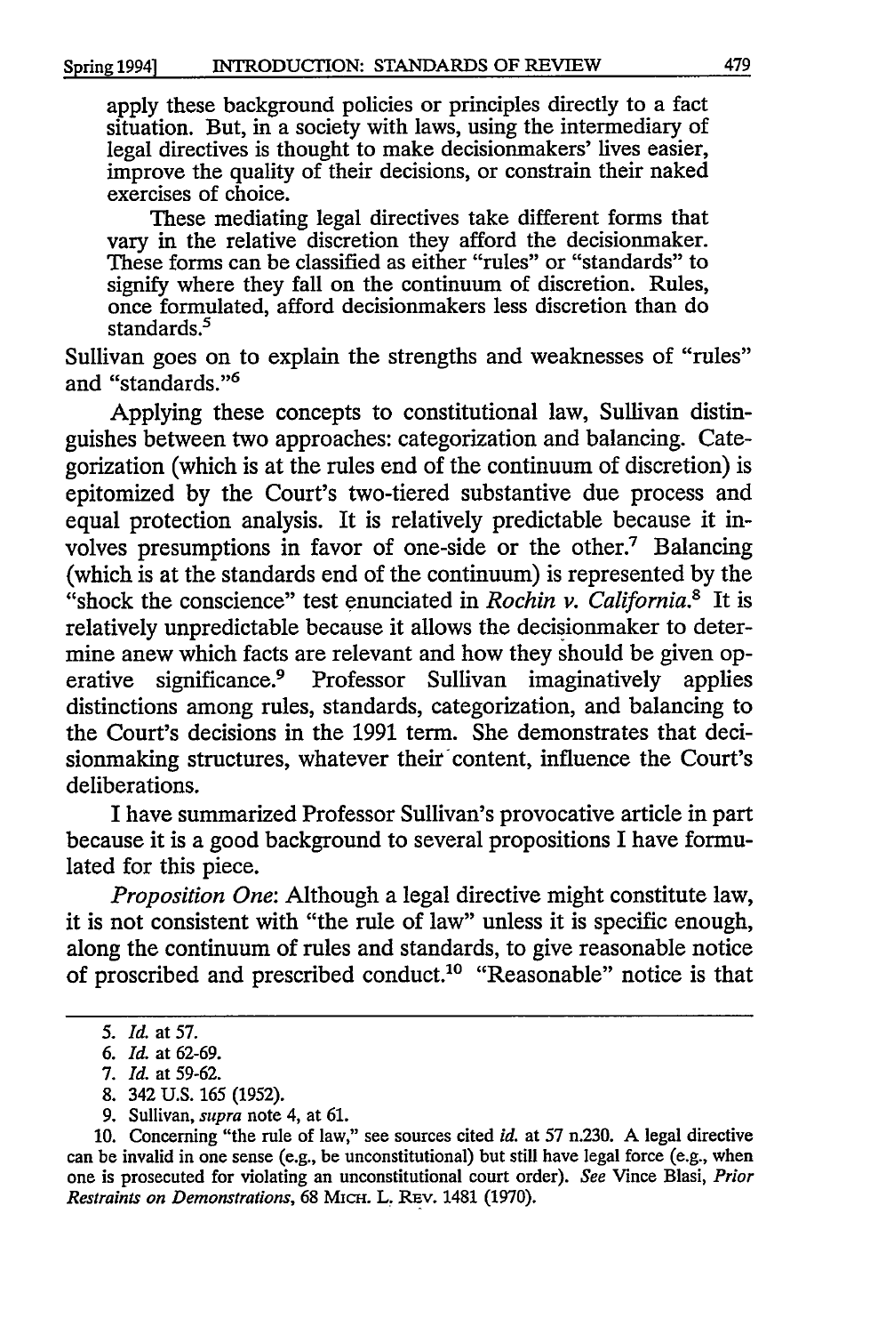apply these background policies or principles directly to a fact situation. But, in a society with laws, using the intermediary of legal directives is thought to make decisionmakers' lives easier, improve the quality of their decisions, or constrain their naked exercises of choice.

> These mediating legal directives take different forms that vary in the relative discretion they afford the decisionmaker. These forms can be classified as either "rules" or "standards" to signify where they fall on the continuum of discretion. Rules, once formulated, afford decisionmakers less discretion than do standards.[5]

Sullivan goes on to explain the strengths and weaknesses of "rules" and "standards."[6]

Applying these concepts to constitutional law, Sullivan distinguishes between two approaches: categorization and balancing. Categorization (which is at the rules end of the continuum of discretion) is epitomized by the Court's two-tiered substantive due process and equal protection analysis. It is relatively predictable because it involves presumptions in favor of one-side or the other.[7] Balancing (which is at the standards end of the continuum) is represented by the "shock the conscience" test enunciated in *Rochin v. California*.[8] It is relatively unpredictable because it allows the decisionmaker to determine anew which facts are relevant and how they should be given operative significance.[9] Professor Sullivan imaginatively applies distinctions among rules, standards, categorization, and balancing to the Court's decisions in the 1991 term. She demonstrates that decisionmaking structures, whatever their content, influence the Court's deliberations.

I have summarized Professor Sullivan's provocative article in part because it is a good background to several propositions I have formulated for this piece.

*Proposition One*: Although a legal directive might constitute law, it is not consistent with "the rule of law" unless it is specific enough, along the continuum of rules and standards, to give reasonable notice of proscribed and prescribed conduct.[10] "Reasonable" notice is that

---

5. *Id.* at 57.

6. *Id.* at 62-69.

7. *Id.* at 59-62.

8. 342 U.S. 165 (1952).

9. Sullivan, *supra* note 4, at 61.

10. Concerning "the rule of law," see sources cited *id.* at 57 n.230. A legal directive can be invalid in one sense (e.g., be unconstitutional) but still have legal force (e.g., when one is prosecuted for violating an unconstitutional court order). *See* Vince Blasi, *Prior Restraints on Demonstrations*, 68 MICH. L. REV. 1481 (1970).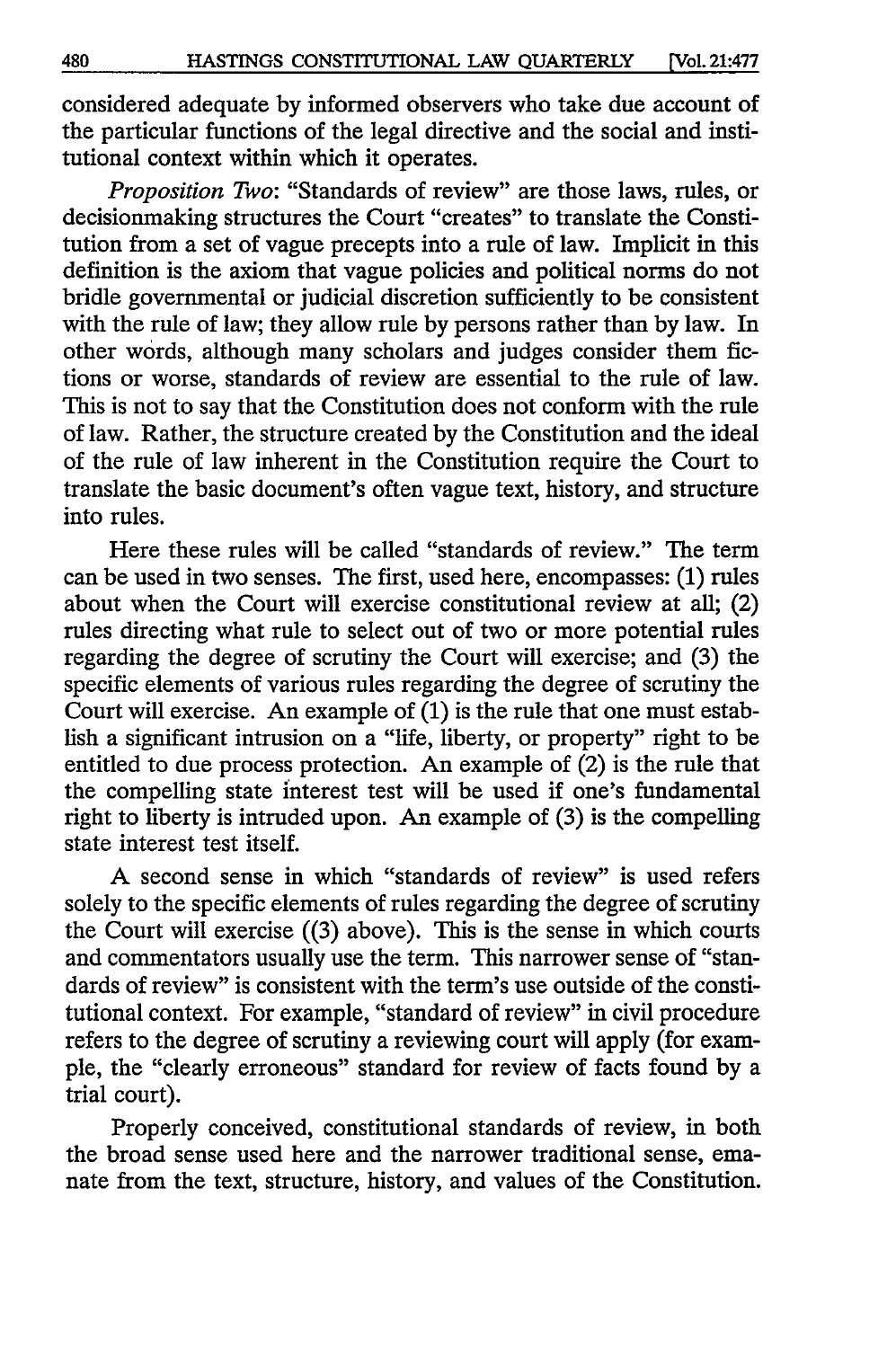considered adequate by informed observers who take due account of the particular functions of the legal directive and the social and institutional context within which it operates.

*Proposition Two*: "Standards of review" are those laws, rules, or decisionmaking structures the Court "creates" to translate the Constitution from a set of vague precepts into a rule of law. Implicit in this definition is the axiom that vague policies and political norms do not bridle governmental or judicial discretion sufficiently to be consistent with the rule of law; they allow rule by persons rather than by law. In other words, although many scholars and judges consider them fictions or worse, standards of review are essential to the rule of law. This is not to say that the Constitution does not conform with the rule of law. Rather, the structure created by the Constitution and the ideal of the rule of law inherent in the Constitution require the Court to translate the basic document's often vague text, history, and structure into rules.

Here these rules will be called "standards of review." The term can be used in two senses. The first, used here, encompasses: (1) rules about when the Court will exercise constitutional review at all; (2) rules directing what rule to select out of two or more potential rules regarding the degree of scrutiny the Court will exercise; and (3) the specific elements of various rules regarding the degree of scrutiny the Court will exercise. An example of (1) is the rule that one must establish a significant intrusion on a "life, liberty, or property" right to be entitled to due process protection. An example of (2) is the rule that the compelling state interest test will be used if one's fundamental right to liberty is intruded upon. An example of (3) is the compelling state interest test itself.

A second sense in which "standards of review" is used refers solely to the specific elements of rules regarding the degree of scrutiny the Court will exercise ((3) above). This is the sense in which courts and commentators usually use the term. This narrower sense of "standards of review" is consistent with the term's use outside of the constitutional context. For example, "standard of review" in civil procedure refers to the degree of scrutiny a reviewing court will apply (for example, the "clearly erroneous" standard for review of facts found by a trial court).

Properly conceived, constitutional standards of review, in both the broad sense used here and the narrower traditional sense, emanate from the text, structure, history, and values of the Constitution.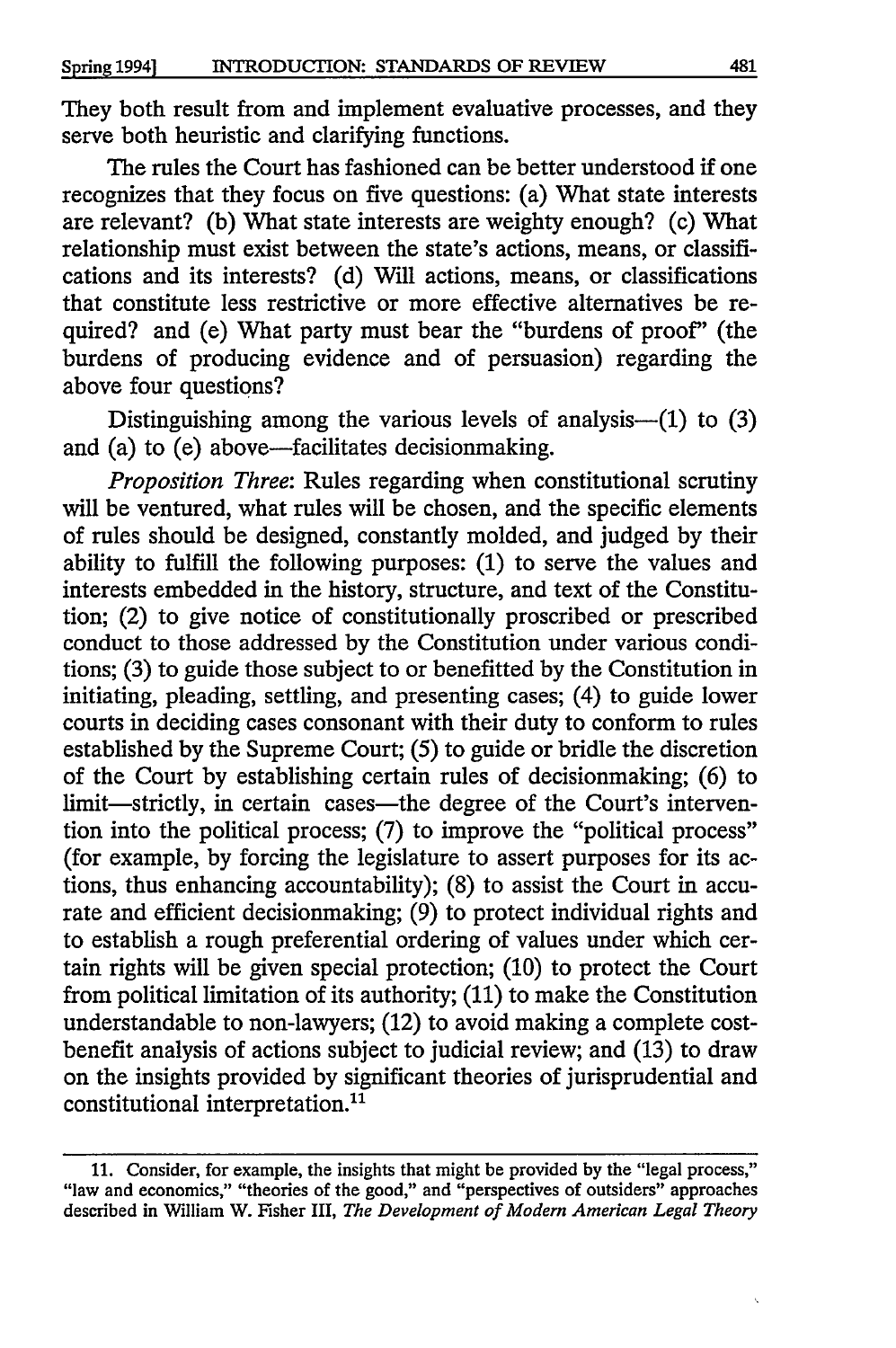They both result from and implement evaluative processes, and they serve both heuristic and clarifying functions.

The rules the Court has fashioned can be better understood if one recognizes that they focus on five questions: (a) What state interests are relevant? (b) What state interests are weighty enough? (c) What relationship must exist between the state's actions, means, or classifications and its interests? (d) Will actions, means, or classifications that constitute less restrictive or more effective alternatives be required? and (e) What party must bear the "burdens of proof" (the burdens of producing evidence and of persuasion) regarding the above four questions?

Distinguishing among the various levels of analysis—(1) to (3) and (a) to (e) above—facilitates decisionmaking.

*Proposition Three*: Rules regarding when constitutional scrutiny will be ventured, what rules will be chosen, and the specific elements of rules should be designed, constantly molded, and judged by their ability to fulfill the following purposes: (1) to serve the values and interests embedded in the history, structure, and text of the Constitution; (2) to give notice of constitutionally proscribed or prescribed conduct to those addressed by the Constitution under various conditions; (3) to guide those subject to or benefitted by the Constitution in initiating, pleading, settling, and presenting cases; (4) to guide lower courts in deciding cases consonant with their duty to conform to rules established by the Supreme Court; (5) to guide or bridle the discretion of the Court by establishing certain rules of decisionmaking; (6) to limit—strictly, in certain cases—the degree of the Court's intervention into the political process; (7) to improve the "political process" (for example, by forcing the legislature to assert purposes for its actions, thus enhancing accountability); (8) to assist the Court in accurate and efficient decisionmaking; (9) to protect individual rights and to establish a rough preferential ordering of values under which certain rights will be given special protection; (10) to protect the Court from political limitation of its authority; (11) to make the Constitution understandable to non-lawyers; (12) to avoid making a complete cost-benefit analysis of actions subject to judicial review; and (13) to draw on the insights provided by significant theories of jurisprudential and constitutional interpretation.[11]

---

11. Consider, for example, the insights that might be provided by the "legal process," "law and economics," "theories of the good," and "perspectives of outsiders" approaches described in William W. Fisher III, *The Development of Modern American Legal Theory*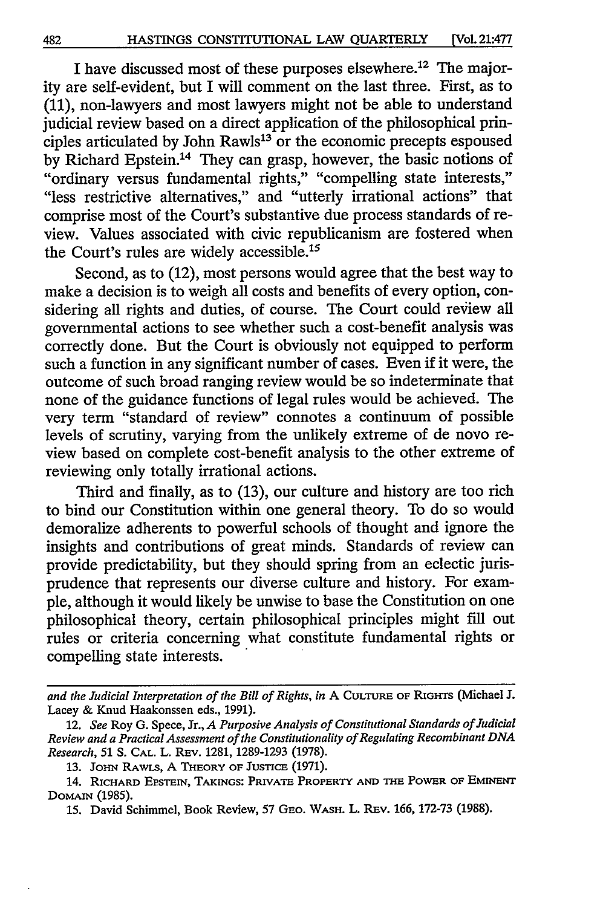I have discussed most of these purposes elsewhere.[12] The majority are self-evident, but I will comment on the last three. First, as to (11), non-lawyers and most lawyers might not be able to understand judicial review based on a direct application of the philosophical principles articulated by John Rawls[13] or the economic precepts espoused by Richard Epstein.[14] They can grasp, however, the basic notions of "ordinary versus fundamental rights," "compelling state interests," "less restrictive alternatives," and "utterly irrational actions" that comprise most of the Court's substantive due process standards of review. Values associated with civic republicanism are fostered when the Court's rules are widely accessible.[15]

Second, as to (12), most persons would agree that the best way to make a decision is to weigh all costs and benefits of every option, considering all rights and duties, of course. The Court could review all governmental actions to see whether such a cost-benefit analysis was correctly done. But the Court is obviously not equipped to perform such a function in any significant number of cases. Even if it were, the outcome of such broad ranging review would be so indeterminate that none of the guidance functions of legal rules would be achieved. The very term "standard of review" connotes a continuum of possible levels of scrutiny, varying from the unlikely extreme of de novo review based on complete cost-benefit analysis to the other extreme of reviewing only totally irrational actions.

Third and finally, as to (13), our culture and history are too rich to bind our Constitution within one general theory. To do so would demoralize adherents to powerful schools of thought and ignore the insights and contributions of great minds. Standards of review can provide predictability, but they should spring from an eclectic jurisprudence that represents our diverse culture and history. For example, although it would likely be unwise to base the Constitution on one philosophical theory, certain philosophical principles might fill out rules or criteria concerning what constitute fundamental rights or compelling state interests.

---

*and the Judicial Interpretation of the Bill of Rights*, *in* A CULTURE OF RIGHTS (Michael J. Lacey & Knud Haakonssen eds., 1991).

12. *See* Roy G. Spece, Jr., *A Purposive Analysis of Constitutional Standards of Judicial Review and a Practical Assessment of the Constitutionality of Regulating Recombinant DNA Research*, 51 S. CAL. L. REV. 1281, 1289-1293 (1978).

13. JOHN RAWLS, A THEORY OF JUSTICE (1971).

14. RICHARD EPSTEIN, TAKINGS: PRIVATE PROPERTY AND THE POWER OF EMINENT DOMAIN (1985).

15. David Schimmel, Book Review, 57 GEO. WASH. L. REV. 166, 172-73 (1988).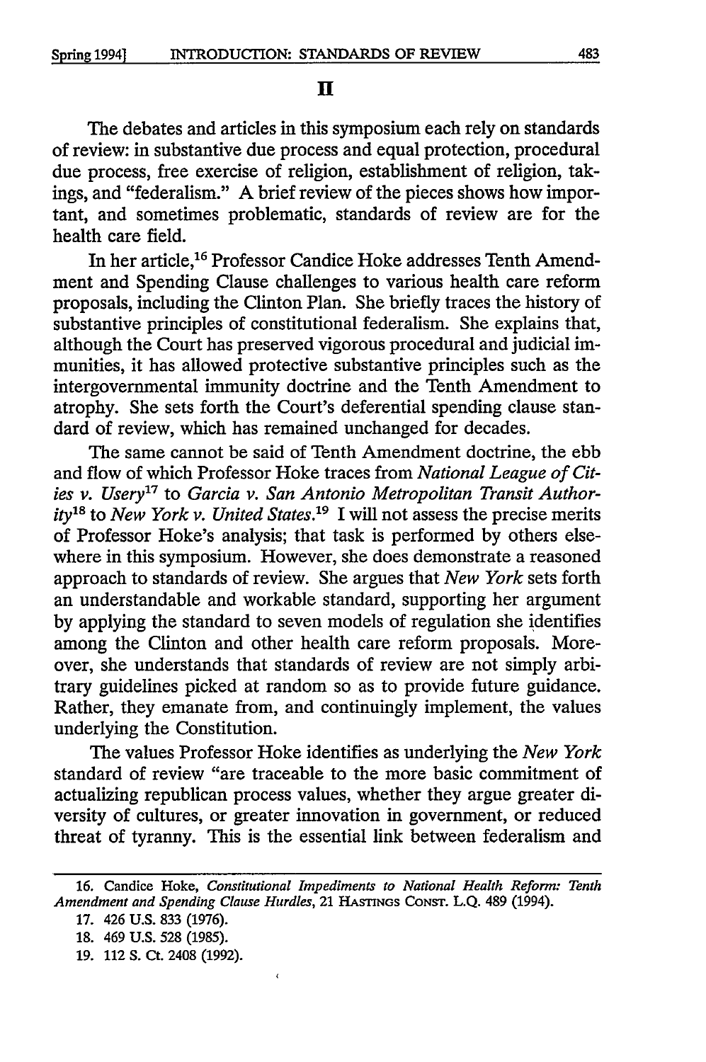## II

The debates and articles in this symposium each rely on standards of review: in substantive due process and equal protection, procedural due process, free exercise of religion, establishment of religion, takings, and "federalism." A brief review of the pieces shows how important, and sometimes problematic, standards of review are for the health care field.

In her article,[16] Professor Candice Hoke addresses Tenth Amendment and Spending Clause challenges to various health care reform proposals, including the Clinton Plan. She briefly traces the history of substantive principles of constitutional federalism. She explains that, although the Court has preserved vigorous procedural and judicial immunities, it has allowed protective substantive principles such as the intergovernmental immunity doctrine and the Tenth Amendment to atrophy. She sets forth the Court's deferential spending clause standard of review, which has remained unchanged for decades.

The same cannot be said of Tenth Amendment doctrine, the ebb and flow of which Professor Hoke traces from *National League of Cities v. Usery*[17] to *Garcia v. San Antonio Metropolitan Transit Authority*[18] to *New York v. United States*.[19] I will not assess the precise merits of Professor Hoke's analysis; that task is performed by others elsewhere in this symposium. However, she does demonstrate a reasoned approach to standards of review. She argues that *New York* sets forth an understandable and workable standard, supporting her argument by applying the standard to seven models of regulation she identifies among the Clinton and other health care reform proposals. Moreover, she understands that standards of review are not simply arbitrary guidelines picked at random so as to provide future guidance. Rather, they emanate from, and continuingly implement, the values underlying the Constitution.

The values Professor Hoke identifies as underlying the *New York* standard of review "are traceable to the more basic commitment of actualizing republican process values, whether they argue greater diversity of cultures, or greater innovation in government, or reduced threat of tyranny. This is the essential link between federalism and

---

16. Candice Hoke, *Constitutional Impediments to National Health Reform: Tenth Amendment and Spending Clause Hurdles*, 21 HASTINGS CONST. L.Q. 489 (1994).

17. 426 U.S. 833 (1976).

18. 469 U.S. 528 (1985).

19. 112 S. Ct. 2408 (1992).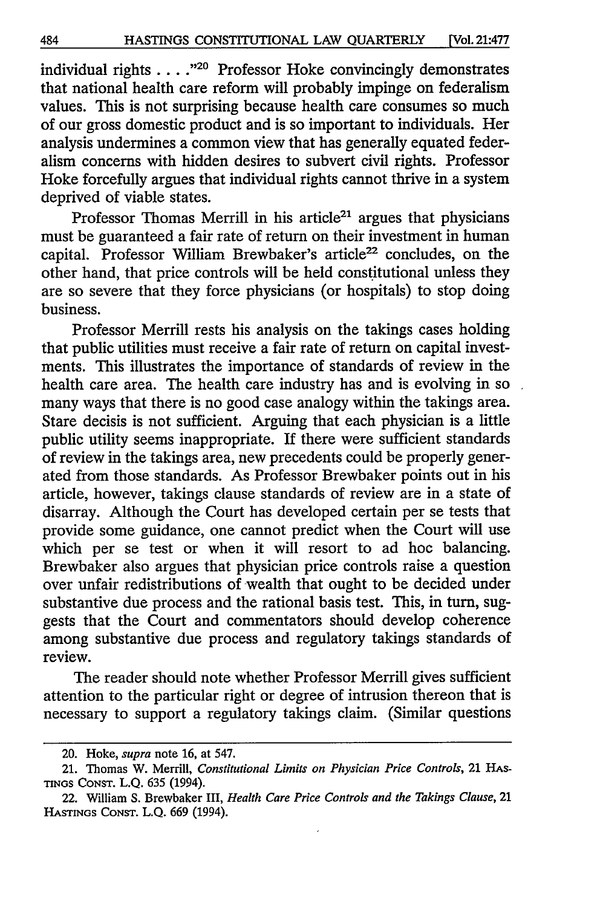individual rights . . . ."[20] Professor Hoke convincingly demonstrates that national health care reform will probably impinge on federalism values. This is not surprising because health care consumes so much of our gross domestic product and is so important to individuals. Her analysis undermines a common view that has generally equated federalism concerns with hidden desires to subvert civil rights. Professor Hoke forcefully argues that individual rights cannot thrive in a system deprived of viable states.

Professor Thomas Merrill in his article[21] argues that physicians must be guaranteed a fair rate of return on their investment in human capital. Professor William Brewbaker's article[22] concludes, on the other hand, that price controls will be held constitutional unless they are so severe that they force physicians (or hospitals) to stop doing business.

Professor Merrill rests his analysis on the takings cases holding that public utilities must receive a fair rate of return on capital investments. This illustrates the importance of standards of review in the health care area. The health care industry has and is evolving in so many ways that there is no good case analogy within the takings area. Stare decisis is not sufficient. Arguing that each physician is a little public utility seems inappropriate. If there were sufficient standards of review in the takings area, new precedents could be properly generated from those standards. As Professor Brewbaker points out in his article, however, takings clause standards of review are in a state of disarray. Although the Court has developed certain per se tests that provide some guidance, one cannot predict when the Court will use which per se test or when it will resort to ad hoc balancing. Brewbaker also argues that physician price controls raise a question over unfair redistributions of wealth that ought to be decided under substantive due process and the rational basis test. This, in turn, suggests that the Court and commentators should develop coherence among substantive due process and regulatory takings standards of review.

The reader should note whether Professor Merrill gives sufficient attention to the particular right or degree of intrusion thereon that is necessary to support a regulatory takings claim. (Similar questions

---

20. Hoke, *supra* note 16, at 547.

21. Thomas W. Merrill, *Constitutional Limits on Physician Price Controls*, 21 HASTINGS CONST. L.Q. 635 (1994).

22. William S. Brewbaker III, *Health Care Price Controls and the Takings Clause*, 21 HASTINGS CONST. L.Q. 669 (1994).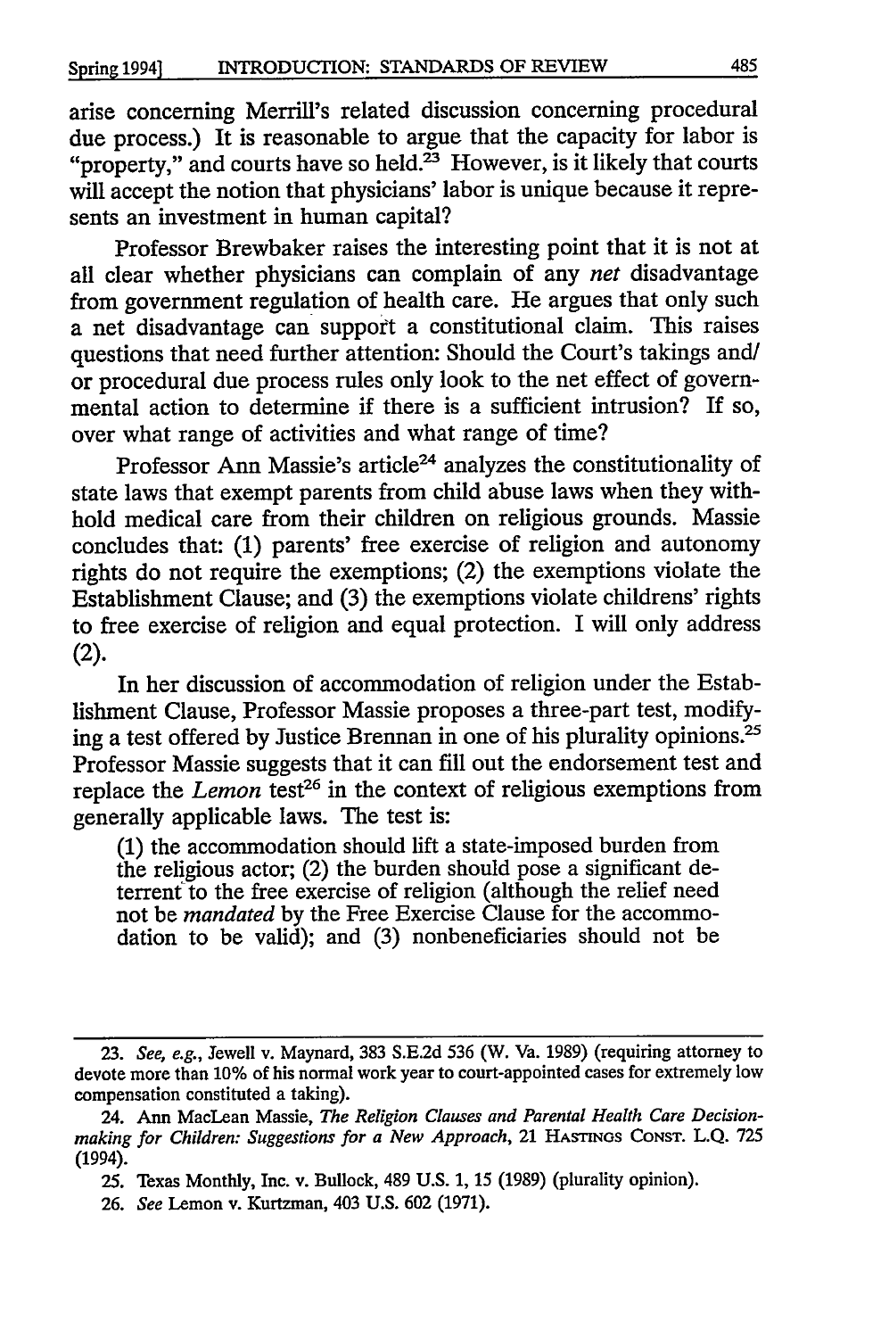arise concerning Merrill's related discussion concerning procedural due process.) It is reasonable to argue that the capacity for labor is "property," and courts have so held.[23] However, is it likely that courts will accept the notion that physicians' labor is unique because it represents an investment in human capital?

Professor Brewbaker raises the interesting point that it is not at all clear whether physicians can complain of any *net* disadvantage from government regulation of health care. He argues that only such a net disadvantage can support a constitutional claim. This raises questions that need further attention: Should the Court's takings and/or procedural due process rules only look to the net effect of governmental action to determine if there is a sufficient intrusion? If so, over what range of activities and what range of time?

Professor Ann Massie's article[24] analyzes the constitutionality of state laws that exempt parents from child abuse laws when they withhold medical care from their children on religious grounds. Massie concludes that: (1) parents' free exercise of religion and autonomy rights do not require the exemptions; (2) the exemptions violate the Establishment Clause; and (3) the exemptions violate childrens' rights to free exercise of religion and equal protection. I will only address (2).

In her discussion of accommodation of religion under the Establishment Clause, Professor Massie proposes a three-part test, modifying a test offered by Justice Brennan in one of his plurality opinions.[25] Professor Massie suggests that it can fill out the endorsement test and replace the *Lemon* test[26] in the context of religious exemptions from generally applicable laws. The test is:

> (1) the accommodation should lift a state-imposed burden from the religious actor; (2) the burden should pose a significant deterrent to the free exercise of religion (although the relief need not be *mandated* by the Free Exercise Clause for the accommodation to be valid); and (3) nonbeneficiaries should not be

---

23. *See, e.g.*, Jewell v. Maynard, 383 S.E.2d 536 (W. Va. 1989) (requiring attorney to devote more than 10% of his normal work year to court-appointed cases for extremely low compensation constituted a taking).

24. Ann MacLean Massie, *The Religion Clauses and Parental Health Care Decision-making for Children: Suggestions for a New Approach*, 21 HASTINGS CONST. L.Q. 725 (1994).

25. Texas Monthly, Inc. v. Bullock, 489 U.S. 1, 15 (1989) (plurality opinion).

26. *See* Lemon v. Kurtzman, 403 U.S. 602 (1971).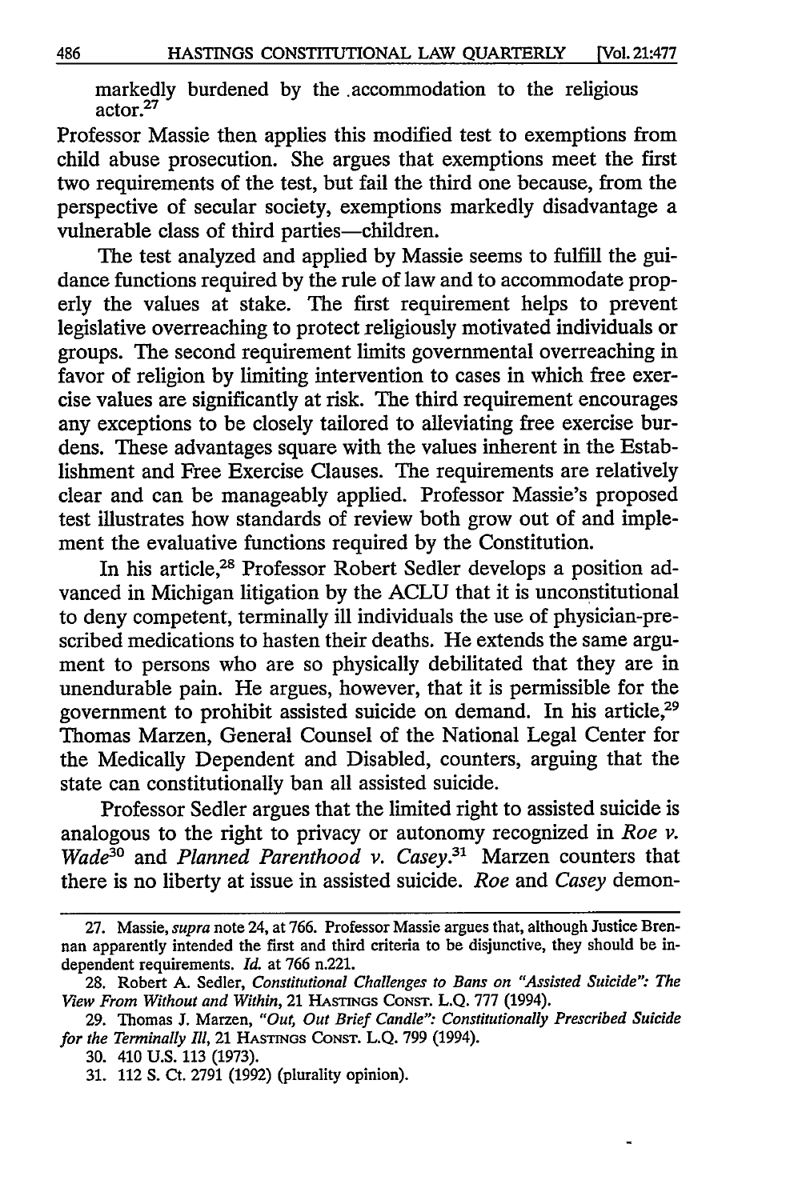markedly burdened by the accommodation to the religious actor.[27]

Professor Massie then applies this modified test to exemptions from child abuse prosecution. She argues that exemptions meet the first two requirements of the test, but fail the third one because, from the perspective of secular society, exemptions markedly disadvantage a vulnerable class of third parties—children.

The test analyzed and applied by Massie seems to fulfill the guidance functions required by the rule of law and to accommodate properly the values at stake. The first requirement helps to prevent legislative overreaching to protect religiously motivated individuals or groups. The second requirement limits governmental overreaching in favor of religion by limiting intervention to cases in which free exercise values are significantly at risk. The third requirement encourages any exceptions to be closely tailored to alleviating free exercise burdens. These advantages square with the values inherent in the Establishment and Free Exercise Clauses. The requirements are relatively clear and can be manageably applied. Professor Massie's proposed test illustrates how standards of review both grow out of and implement the evaluative functions required by the Constitution.

In his article,[28] Professor Robert Sedler develops a position advanced in Michigan litigation by the ACLU that it is unconstitutional to deny competent, terminally ill individuals the use of physician-prescribed medications to hasten their deaths. He extends the same argument to persons who are so physically debilitated that they are in unendurable pain. He argues, however, that it is permissible for the government to prohibit assisted suicide on demand. In his article,[29] Thomas Marzen, General Counsel of the National Legal Center for the Medically Dependent and Disabled, counters, arguing that the state can constitutionally ban all assisted suicide.

Professor Sedler argues that the limited right to assisted suicide is analogous to the right to privacy or autonomy recognized in *Roe v. Wade*[30] and *Planned Parenthood v. Casey*.[31] Marzen counters that there is no liberty at issue in assisted suicide. *Roe* and *Casey* demon-

---

27. Massie, *supra* note 24, at 766. Professor Massie argues that, although Justice Brennan apparently intended the first and third criteria to be disjunctive, they should be independent requirements. *Id.* at 766 n.221.

28. Robert A. Sedler, *Constitutional Challenges to Bans on "Assisted Suicide": The View From Without and Within*, 21 HASTINGS CONST. L.Q. 777 (1994).

29. Thomas J. Marzen, *"Out, Out Brief Candle": Constitutionally Prescribed Suicide for the Terminally Ill*, 21 HASTINGS CONST. L.Q. 799 (1994).

30. 410 U.S. 113 (1973).

31. 112 S. Ct. 2791 (1992) (plurality opinion).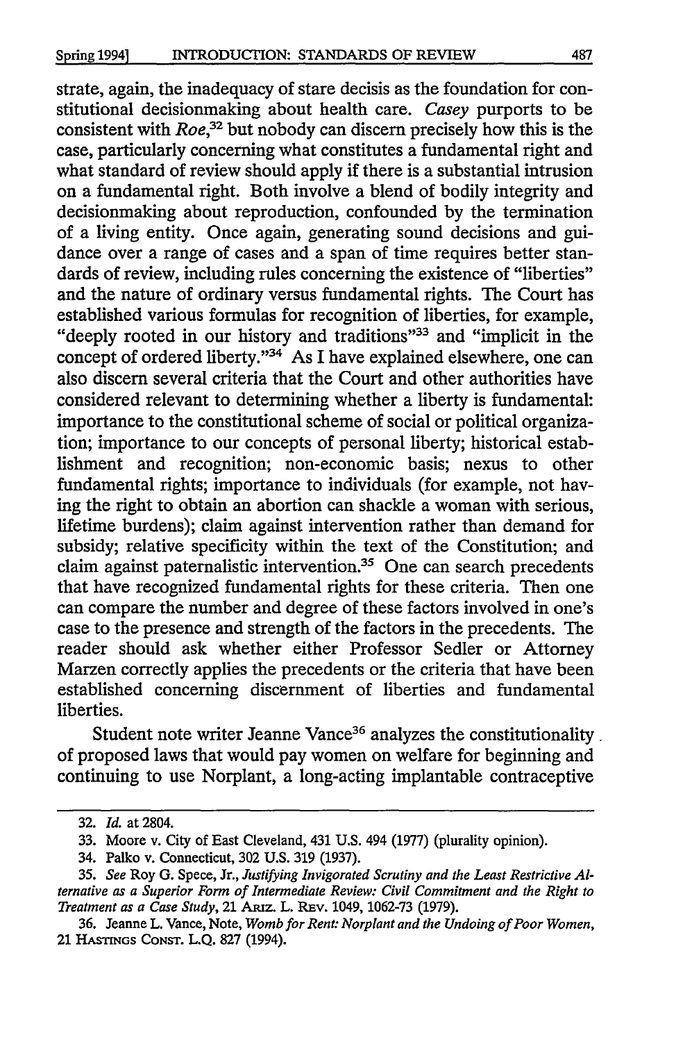strate, again, the inadequacy of stare decisis as the foundation for constitutional decisionmaking about health care. *Casey* purports to be consistent with *Roe*,[32] but nobody can discern precisely how this is the case, particularly concerning what constitutes a fundamental right and what standard of review should apply if there is a substantial intrusion on a fundamental right. Both involve a blend of bodily integrity and decisionmaking about reproduction, confounded by the termination of a living entity. Once again, generating sound decisions and guidance over a range of cases and a span of time requires better standards of review, including rules concerning the existence of "liberties" and the nature of ordinary versus fundamental rights. The Court has established various formulas for recognition of liberties, for example, "deeply rooted in our history and traditions"[33] and "implicit in the concept of ordered liberty."[34] As I have explained elsewhere, one can also discern several criteria that the Court and other authorities have considered relevant to determining whether a liberty is fundamental: importance to the constitutional scheme of social or political organization; importance to our concepts of personal liberty; historical establishment and recognition; non-economic basis; nexus to other fundamental rights; importance to individuals (for example, not having the right to obtain an abortion can shackle a woman with serious, lifetime burdens); claim against intervention rather than demand for subsidy; relative specificity within the text of the Constitution; and claim against paternalistic intervention.[35] One can search precedents that have recognized fundamental rights for these criteria. Then one can compare the number and degree of these factors involved in one's case to the presence and strength of the factors in the precedents. The reader should ask whether either Professor Sedler or Attorney Marzen correctly applies the precedents or the criteria that have been established concerning discernment of liberties and fundamental liberties.

Student note writer Jeanne Vance[36] analyzes the constitutionality of proposed laws that would pay women on welfare for beginning and continuing to use Norplant, a long-acting implantable contraceptive

---

32. *Id.* at 2804.

33. Moore v. City of East Cleveland, 431 U.S. 494 (1977) (plurality opinion).

34. Palko v. Connecticut, 302 U.S. 319 (1937).

35. *See* Roy G. Spece, Jr., *Justifying Invigorated Scrutiny and the Least Restrictive Alternative as a Superior Form of Intermediate Review: Civil Commitment and the Right to Treatment as a Case Study*, 21 ARIZ. L. REV. 1049, 1062-73 (1979).

36. Jeanne L. Vance, Note, *Womb for Rent: Norplant and the Undoing of Poor Women*, 21 HASTINGS CONST. L.Q. 827 (1994).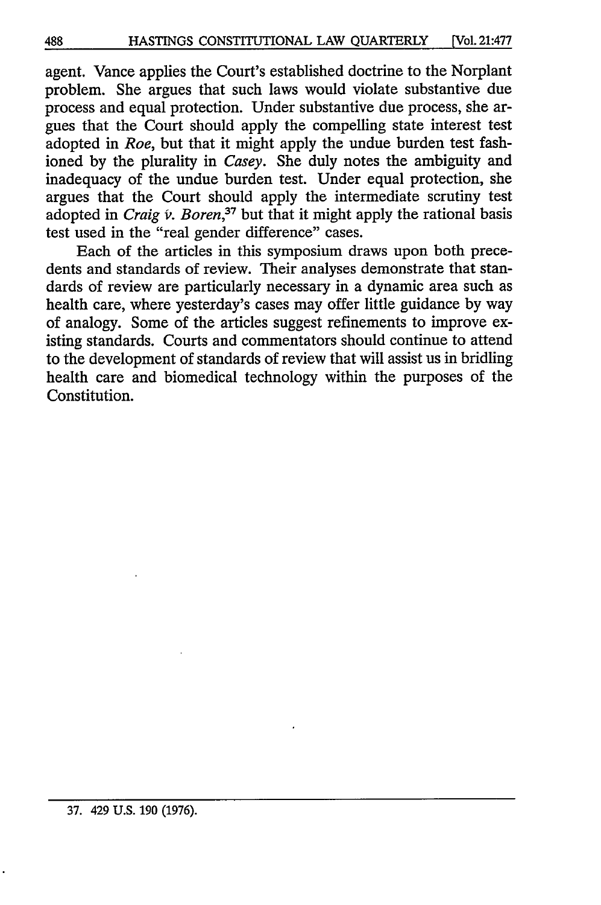agent. Vance applies the Court's established doctrine to the Norplant problem. She argues that such laws would violate substantive due process and equal protection. Under substantive due process, she argues that the Court should apply the compelling state interest test adopted in *Roe*, but that it might apply the undue burden test fashioned by the plurality in *Casey*. She duly notes the ambiguity and inadequacy of the undue burden test. Under equal protection, she argues that the Court should apply the intermediate scrutiny test adopted in *Craig v. Boren*,[37] but that it might apply the rational basis test used in the "real gender difference" cases.

Each of the articles in this symposium draws upon both precedents and standards of review. Their analyses demonstrate that standards of review are particularly necessary in a dynamic area such as health care, where yesterday's cases may offer little guidance by way of analogy. Some of the articles suggest refinements to improve existing standards. Courts and commentators should continue to attend to the development of standards of review that will assist us in bridling health care and biomedical technology within the purposes of the Constitution.

---

37. 429 U.S. 190 (1976).